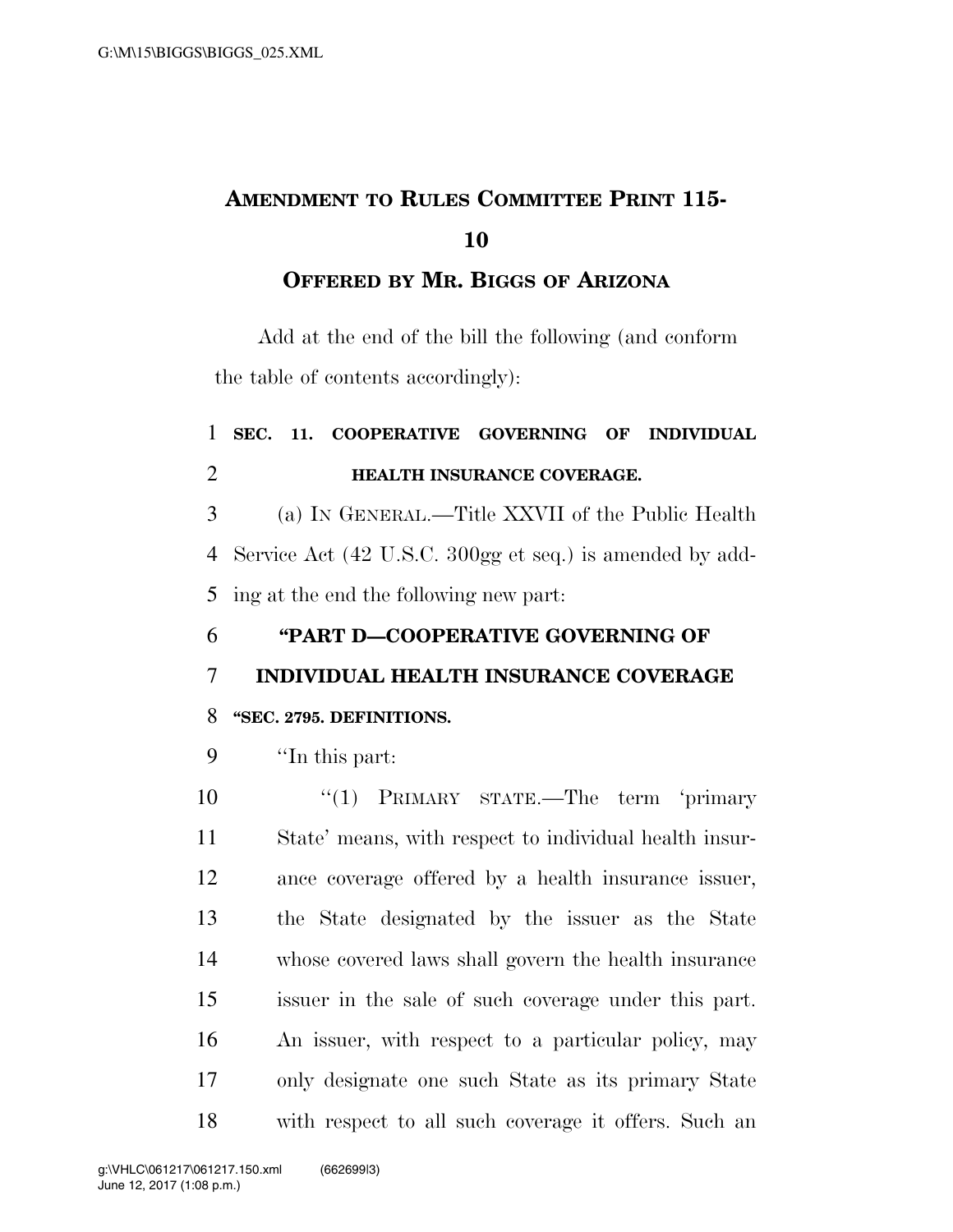# AMENDMENT TO RULES COMMITTEE PRINT 115-10

## OFFERED BY MR. BIGGS OF ARIZONA

Add at the end of the bill the following (and conform the table of contents accordingly):

**SEC. 11. COOPERATIVE GOVERNING OF INDIVIDUAL HEALTH INSURANCE COVERAGE.**

(a) IN GENERAL.—Title XXVII of the Public Health Service Act (42 U.S.C. 300gg et seq.) is amended by adding at the end the following new part:

**"PART D—COOPERATIVE GOVERNING OF INDIVIDUAL HEALTH INSURANCE COVERAGE**

**"SEC. 2795. DEFINITIONS.**

"In this part:

"(1) PRIMARY STATE.—The term 'primary State' means, with respect to individual health insurance coverage offered by a health insurance issuer, the State designated by the issuer as the State whose covered laws shall govern the health insurance issuer in the sale of such coverage under this part. An issuer, with respect to a particular policy, may only designate one such State as its primary State with respect to all such coverage it offers. Such an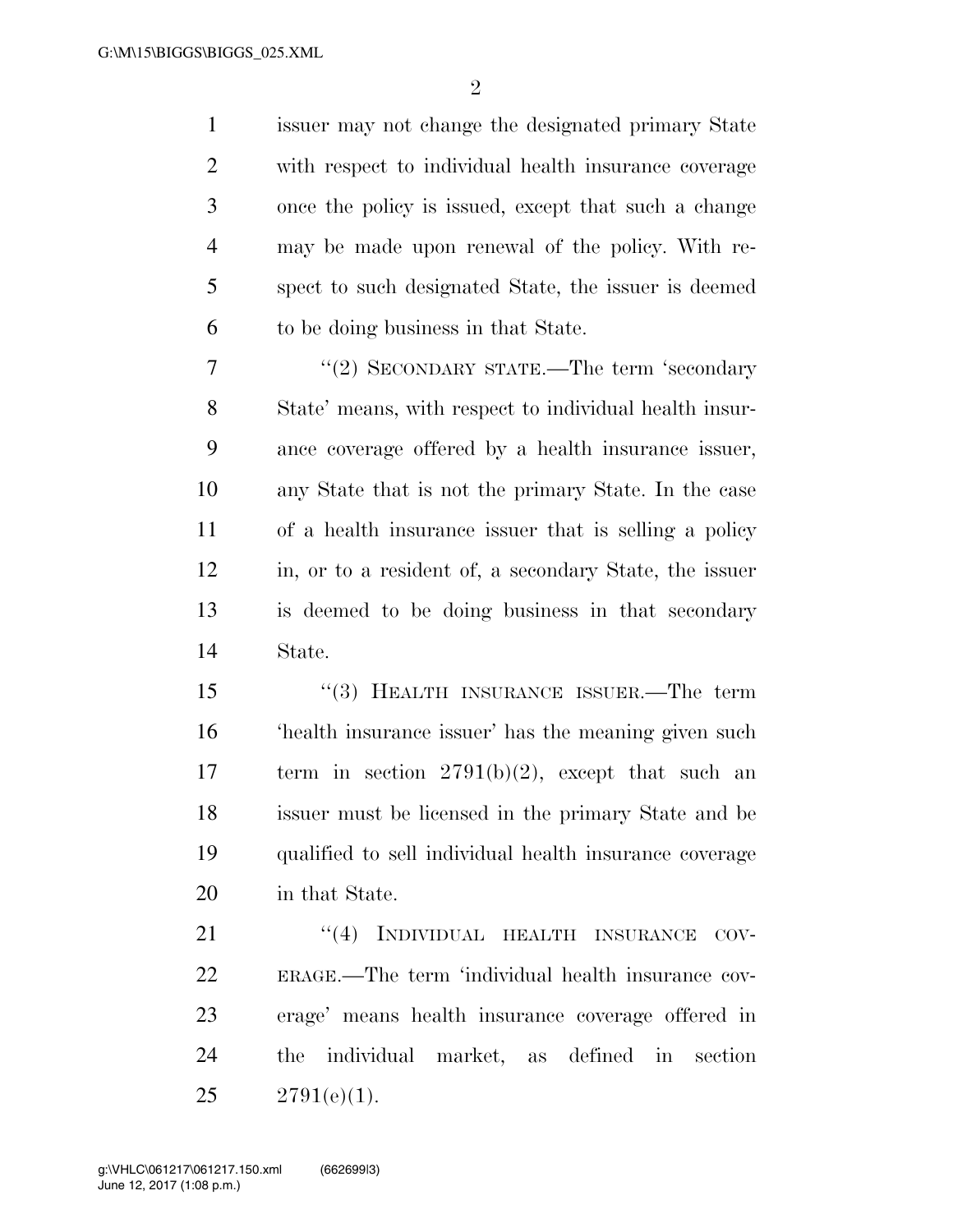issuer may not change the designated primary State with respect to individual health insurance coverage once the policy is issued, except that such a change may be made upon renewal of the policy. With respect to such designated State, the issuer is deemed to be doing business in that State.

"(2) SECONDARY STATE.—The term 'secondary State' means, with respect to individual health insurance coverage offered by a health insurance issuer, any State that is not the primary State. In the case of a health insurance issuer that is selling a policy in, or to a resident of, a secondary State, the issuer is deemed to be doing business in that secondary State.

"(3) HEALTH INSURANCE ISSUER.—The term 'health insurance issuer' has the meaning given such term in section 2791(b)(2), except that such an issuer must be licensed in the primary State and be qualified to sell individual health insurance coverage in that State.

"(4) INDIVIDUAL HEALTH INSURANCE COVERAGE.—The term 'individual health insurance coverage' means health insurance coverage offered in the individual market, as defined in section 2791(e)(1).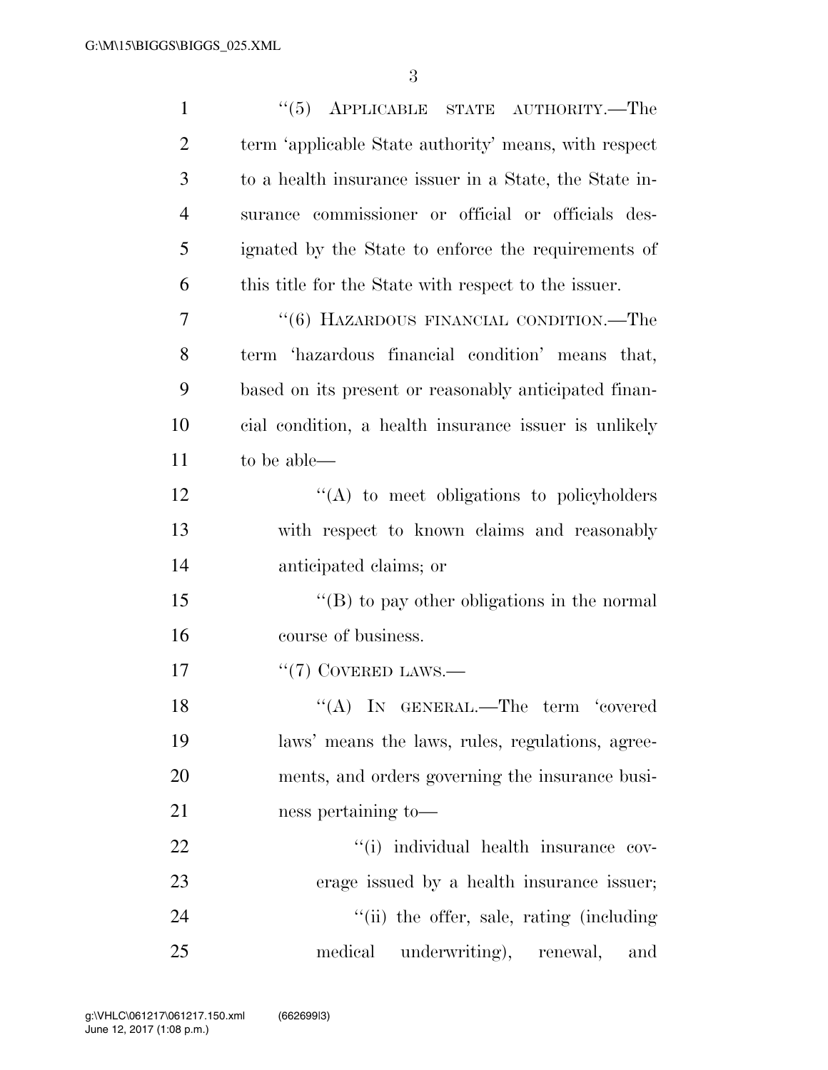"(5) APPLICABLE STATE AUTHORITY.—The term 'applicable State authority' means, with respect to a health insurance issuer in a State, the State insurance commissioner or official or officials designated by the State to enforce the requirements of this title for the State with respect to the issuer.

"(6) HAZARDOUS FINANCIAL CONDITION.—The term 'hazardous financial condition' means that, based on its present or reasonably anticipated financial condition, a health insurance issuer is unlikely to be able—

"(A) to meet obligations to policyholders with respect to known claims and reasonably anticipated claims; or

"(B) to pay other obligations in the normal course of business.

"(7) COVERED LAWS.—

"(A) IN GENERAL.—The term 'covered laws' means the laws, rules, regulations, agreements, and orders governing the insurance business pertaining to—

"(i) individual health insurance coverage issued by a health insurance issuer;

"(ii) the offer, sale, rating (including medical underwriting), renewal, and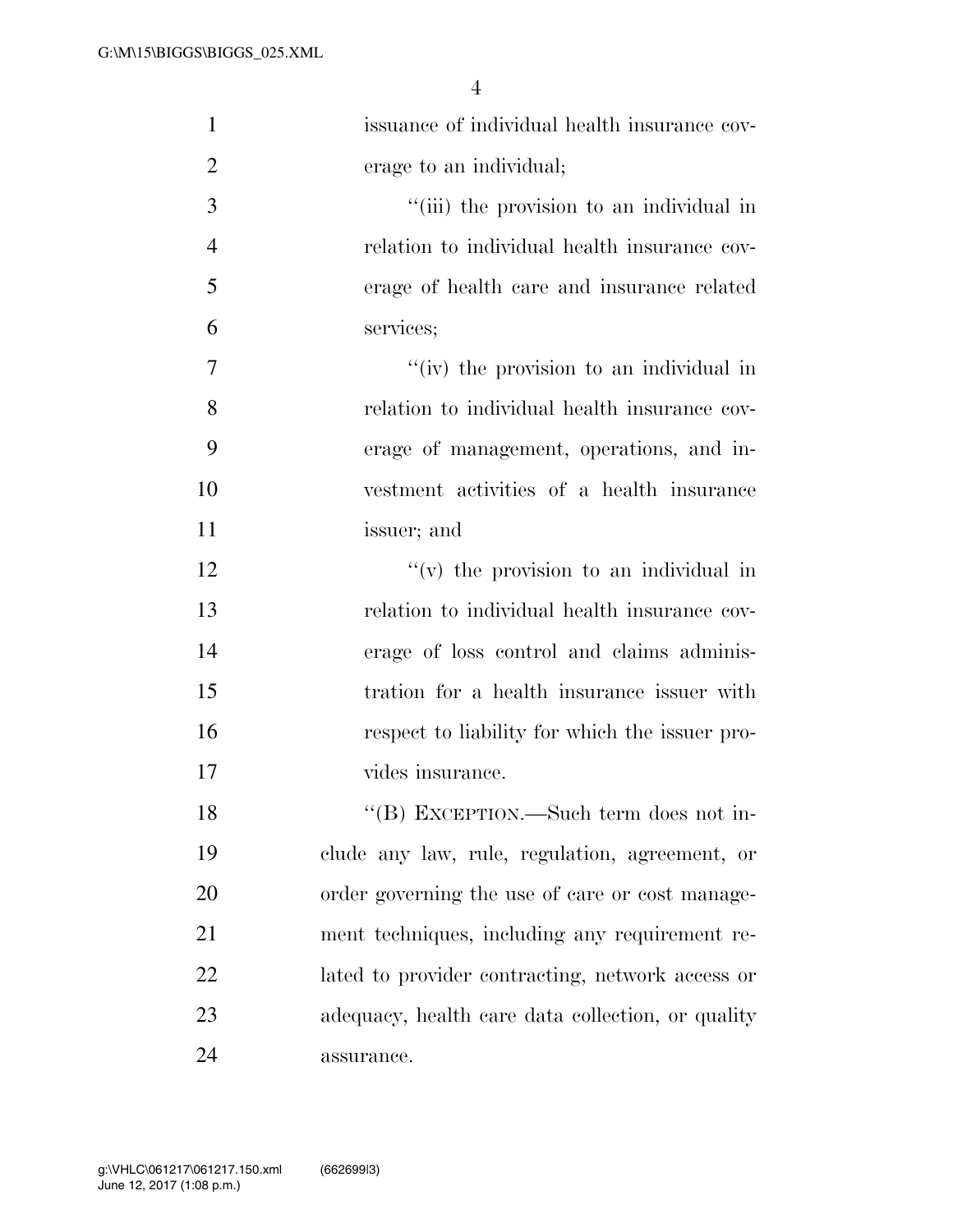issuance of individual health insurance coverage to an individual;

"(iii) the provision to an individual in relation to individual health insurance coverage of health care and insurance related services;

"(iv) the provision to an individual in relation to individual health insurance coverage of management, operations, and investment activities of a health insurance issuer; and

"(v) the provision to an individual in relation to individual health insurance coverage of loss control and claims administration for a health insurance issuer with respect to liability for which the issuer provides insurance.

"(B) EXCEPTION.—Such term does not include any law, rule, regulation, agreement, or order governing the use of care or cost management techniques, including any requirement related to provider contracting, network access or adequacy, health care data collection, or quality assurance.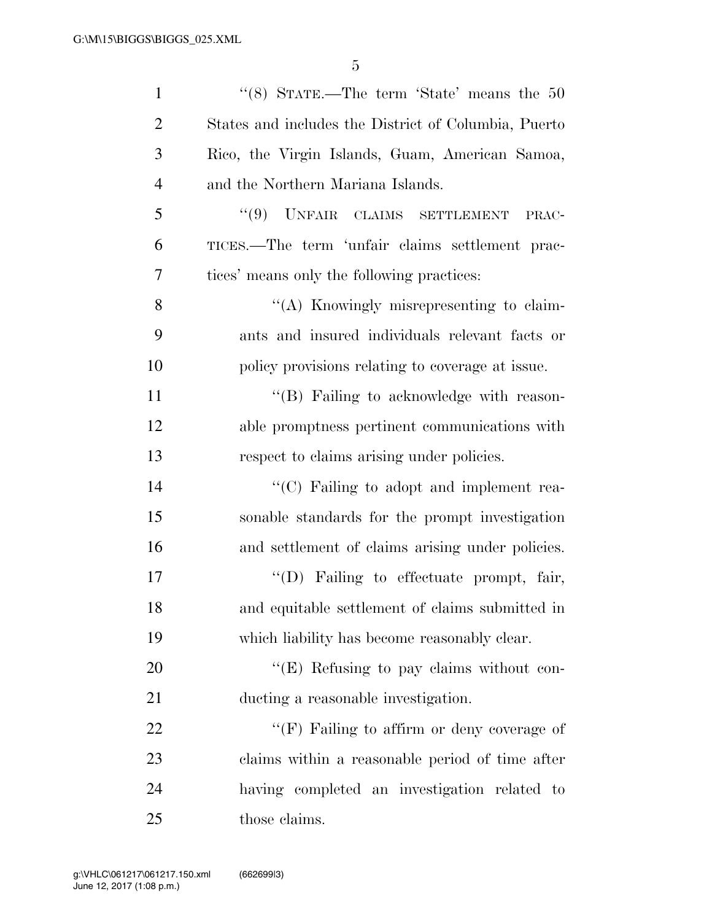"(8) STATE.—The term 'State' means the 50 States and includes the District of Columbia, Puerto Rico, the Virgin Islands, Guam, American Samoa, and the Northern Mariana Islands.

"(9) UNFAIR CLAIMS SETTLEMENT PRACTICES.—The term 'unfair claims settlement practices' means only the following practices:

"(A) Knowingly misrepresenting to claimants and insured individuals relevant facts or policy provisions relating to coverage at issue.

"(B) Failing to acknowledge with reasonable promptness pertinent communications with respect to claims arising under policies.

"(C) Failing to adopt and implement reasonable standards for the prompt investigation and settlement of claims arising under policies.

"(D) Failing to effectuate prompt, fair, and equitable settlement of claims submitted in which liability has become reasonably clear.

"(E) Refusing to pay claims without conducting a reasonable investigation.

"(F) Failing to affirm or deny coverage of claims within a reasonable period of time after having completed an investigation related to those claims.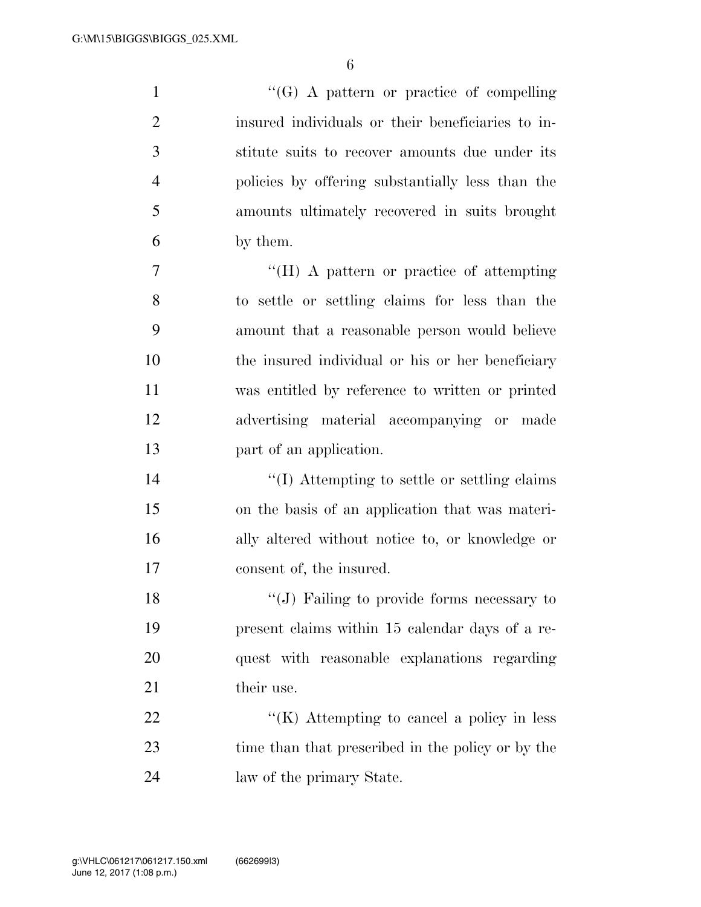''(G) A pattern or practice of compelling insured individuals or their beneficiaries to institute suits to recover amounts due under its policies by offering substantially less than the amounts ultimately recovered in suits brought by them.

''(H) A pattern or practice of attempting to settle or settling claims for less than the amount that a reasonable person would believe the insured individual or his or her beneficiary was entitled by reference to written or printed advertising material accompanying or made part of an application.

''(I) Attempting to settle or settling claims on the basis of an application that was materially altered without notice to, or knowledge or consent of, the insured.

''(J) Failing to provide forms necessary to present claims within 15 calendar days of a request with reasonable explanations regarding their use.

''(K) Attempting to cancel a policy in less time than that prescribed in the policy or by the law of the primary State.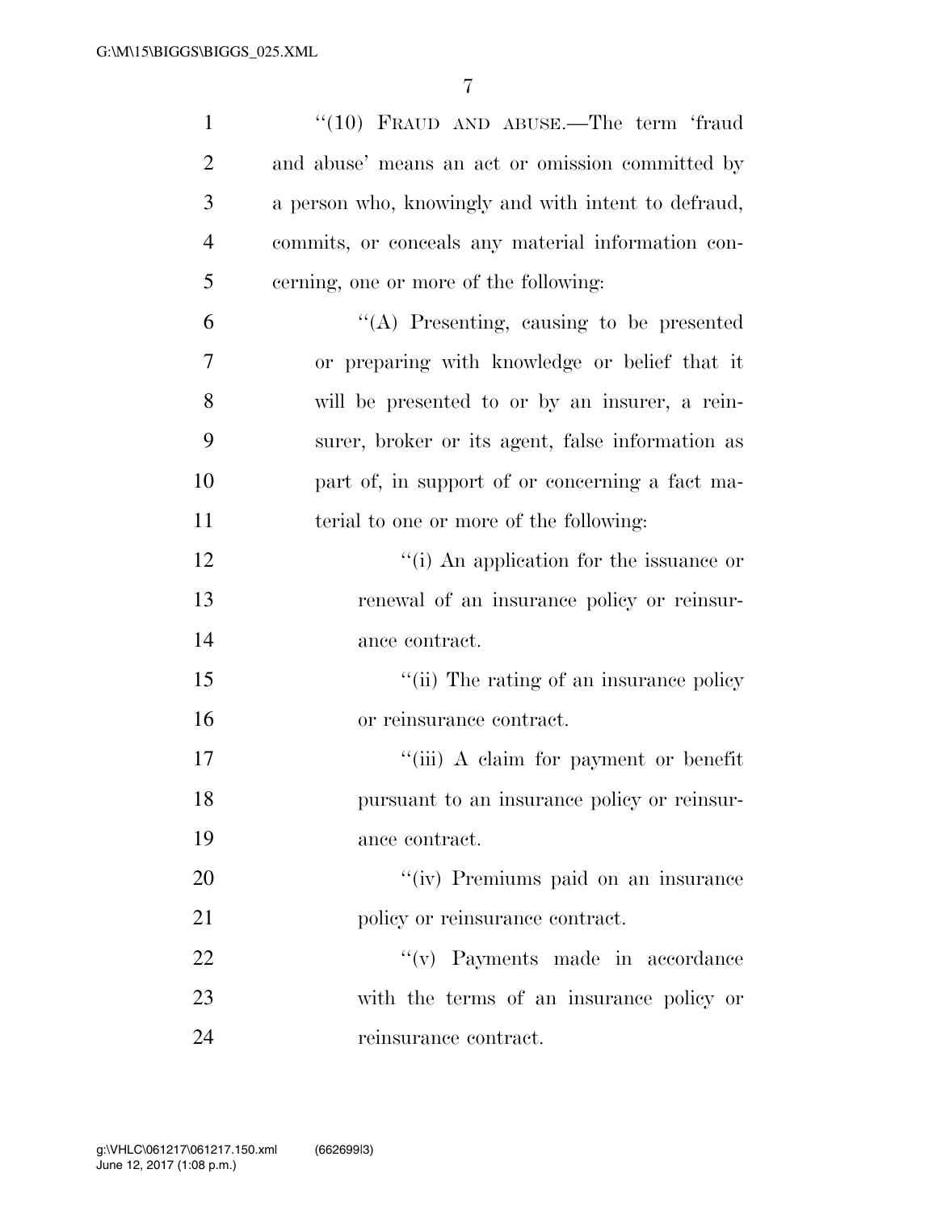"(10) FRAUD AND ABUSE.—The term 'fraud and abuse' means an act or omission committed by a person who, knowingly and with intent to defraud, commits, or conceals any material information concerning, one or more of the following:

"(A) Presenting, causing to be presented or preparing with knowledge or belief that it will be presented to or by an insurer, a reinsurer, broker or its agent, false information as part of, in support of or concerning a fact material to one or more of the following:

"(i) An application for the issuance or renewal of an insurance policy or reinsurance contract.

"(ii) The rating of an insurance policy or reinsurance contract.

"(iii) A claim for payment or benefit pursuant to an insurance policy or reinsurance contract.

"(iv) Premiums paid on an insurance policy or reinsurance contract.

"(v) Payments made in accordance with the terms of an insurance policy or reinsurance contract.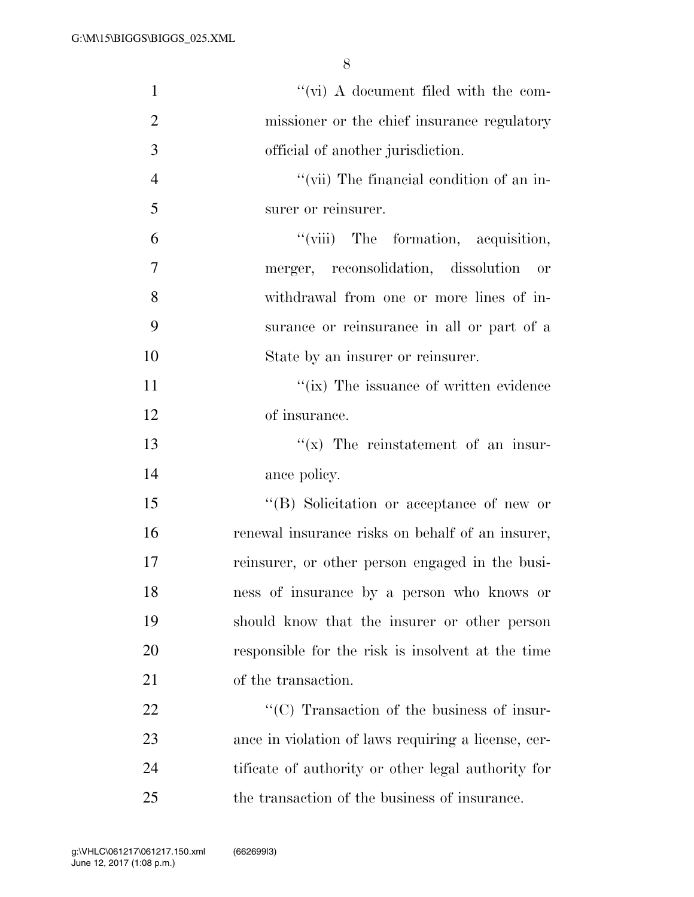"(vi) A document filed with the commissioner or the chief insurance regulatory official of another jurisdiction.

"(vii) The financial condition of an insurer or reinsurer.

"(viii) The formation, acquisition, merger, reconsolidation, dissolution or withdrawal from one or more lines of insurance or reinsurance in all or part of a State by an insurer or reinsurer.

"(ix) The issuance of written evidence of insurance.

"(x) The reinstatement of an insurance policy.

"(B) Solicitation or acceptance of new or renewal insurance risks on behalf of an insurer, reinsurer, or other person engaged in the business of insurance by a person who knows or should know that the insurer or other person responsible for the risk is insolvent at the time of the transaction.

"(C) Transaction of the business of insurance in violation of laws requiring a license, certificate of authority or other legal authority for the transaction of the business of insurance.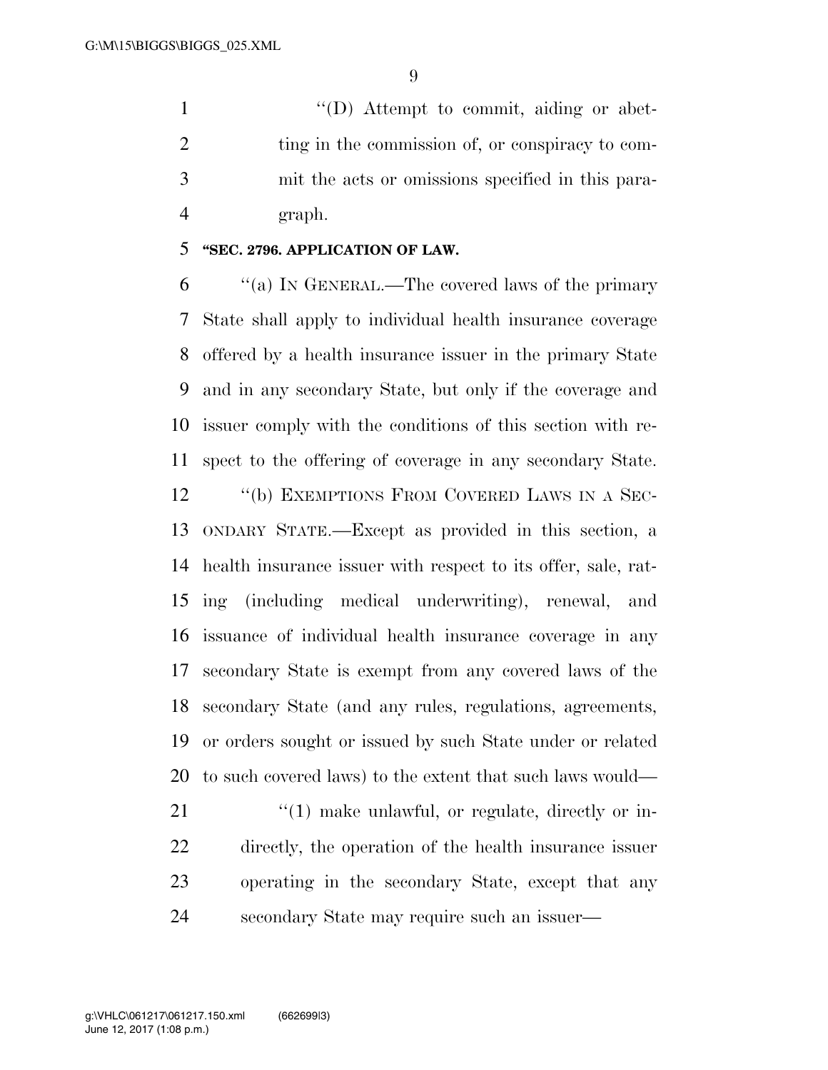''(D) Attempt to commit, aiding or abetting in the commission of, or conspiracy to commit the acts or omissions specified in this paragraph.

**"SEC. 2796. APPLICATION OF LAW.**

''(a) IN GENERAL.—The covered laws of the primary State shall apply to individual health insurance coverage offered by a health insurance issuer in the primary State and in any secondary State, but only if the coverage and issuer comply with the conditions of this section with respect to the offering of coverage in any secondary State.

''(b) EXEMPTIONS FROM COVERED LAWS IN A SECONDARY STATE.—Except as provided in this section, a health insurance issuer with respect to its offer, sale, rating (including medical underwriting), renewal, and issuance of individual health insurance coverage in any secondary State is exempt from any covered laws of the secondary State (and any rules, regulations, agreements, or orders sought or issued by such State under or related to such covered laws) to the extent that such laws would—

''(1) make unlawful, or regulate, directly or indirectly, the operation of the health insurance issuer operating in the secondary State, except that any secondary State may require such an issuer—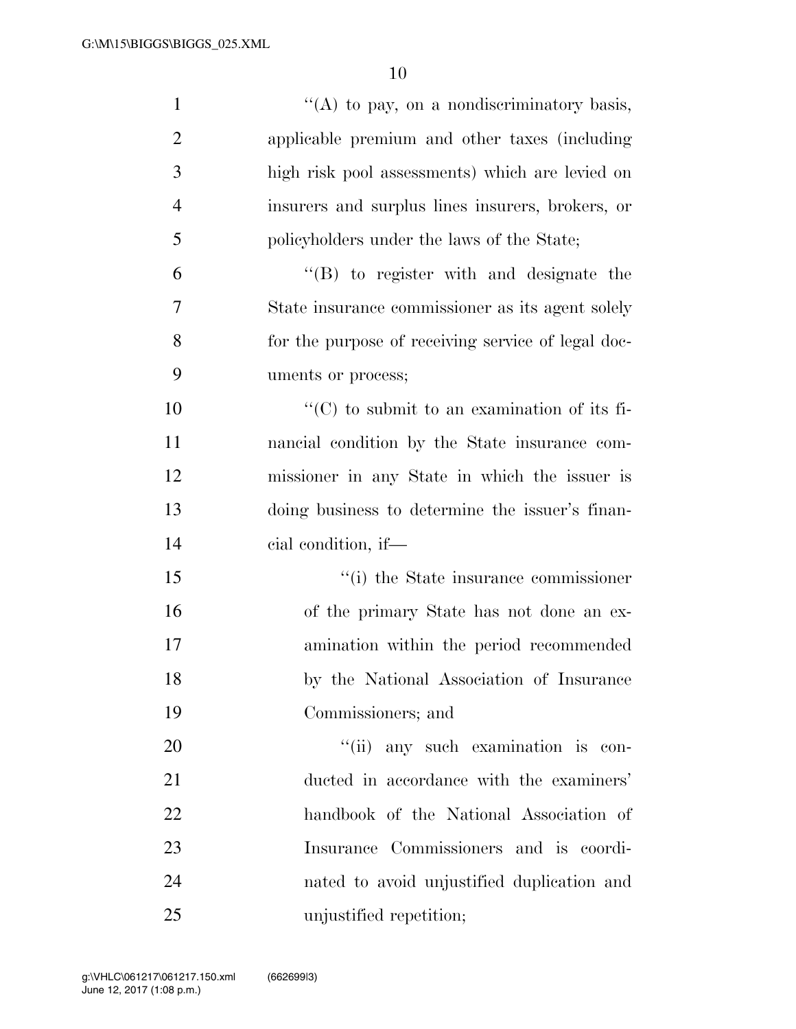''(A) to pay, on a nondiscriminatory basis, applicable premium and other taxes (including high risk pool assessments) which are levied on insurers and surplus lines insurers, brokers, or policyholders under the laws of the State;

''(B) to register with and designate the State insurance commissioner as its agent solely for the purpose of receiving service of legal documents or process;

''(C) to submit to an examination of its financial condition by the State insurance commissioner in any State in which the issuer is doing business to determine the issuer's financial condition, if—

''(i) the State insurance commissioner of the primary State has not done an examination within the period recommended by the National Association of Insurance Commissioners; and

''(ii) any such examination is conducted in accordance with the examiners' handbook of the National Association of Insurance Commissioners and is coordinated to avoid unjustified duplication and unjustified repetition;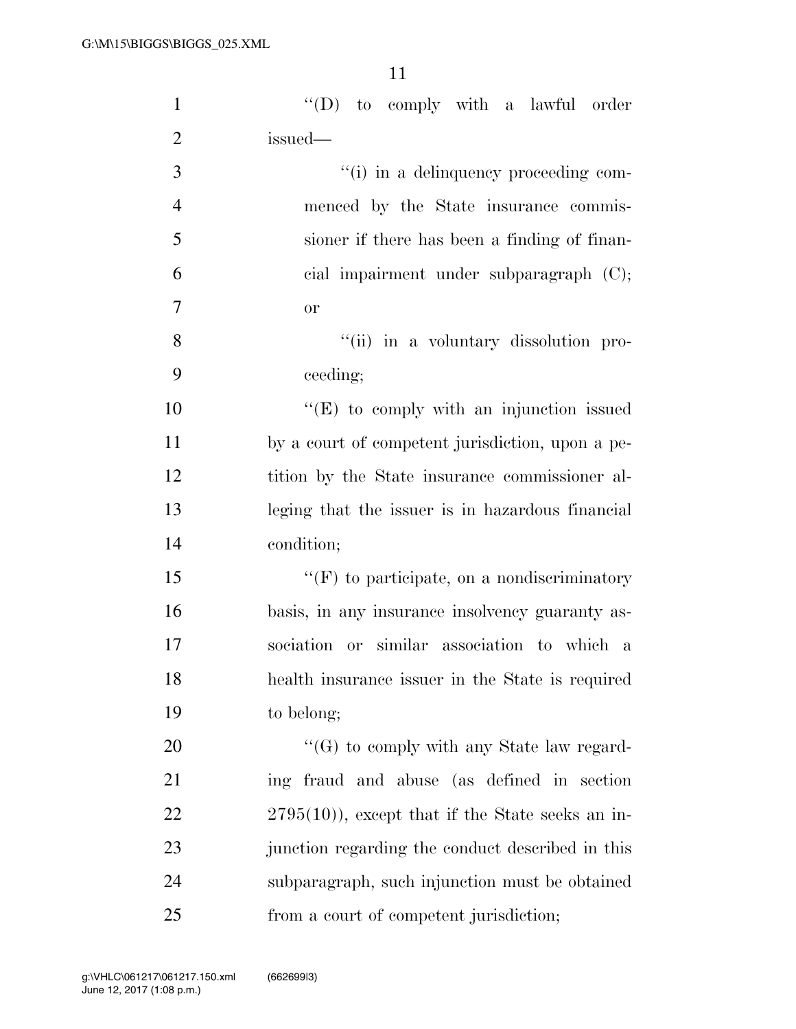''(D) to comply with a lawful order issued—

''(i) in a delinquency proceeding commenced by the State insurance commissioner if there has been a finding of financial impairment under subparagraph (C); or

''(ii) in a voluntary dissolution proceeding;

''(E) to comply with an injunction issued by a court of competent jurisdiction, upon a petition by the State insurance commissioner alleging that the issuer is in hazardous financial condition;

''(F) to participate, on a nondiscriminatory basis, in any insurance insolvency guaranty association or similar association to which a health insurance issuer in the State is required to belong;

''(G) to comply with any State law regarding fraud and abuse (as defined in section 2795(10)), except that if the State seeks an injunction regarding the conduct described in this subparagraph, such injunction must be obtained from a court of competent jurisdiction;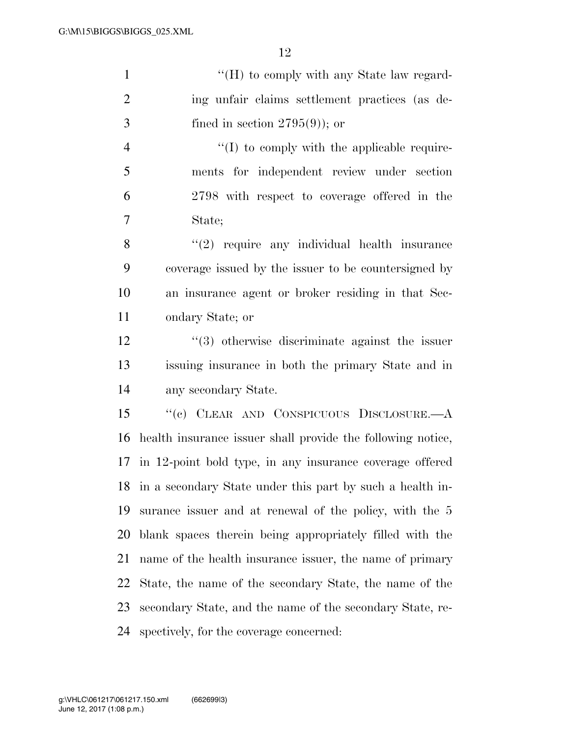''(H) to comply with any State law regarding unfair claims settlement practices (as defined in section 2795(9)); or

''(I) to comply with the applicable requirements for independent review under section 2798 with respect to coverage offered in the State;

''(2) require any individual health insurance coverage issued by the issuer to be countersigned by an insurance agent or broker residing in that Secondary State; or

''(3) otherwise discriminate against the issuer issuing insurance in both the primary State and in any secondary State.

''(c) CLEAR AND CONSPICUOUS DISCLOSURE.—A health insurance issuer shall provide the following notice, in 12-point bold type, in any insurance coverage offered in a secondary State under this part by such a health insurance issuer and at renewal of the policy, with the 5 blank spaces therein being appropriately filled with the name of the health insurance issuer, the name of primary State, the name of the secondary State, the name of the secondary State, and the name of the secondary State, respectively, for the coverage concerned: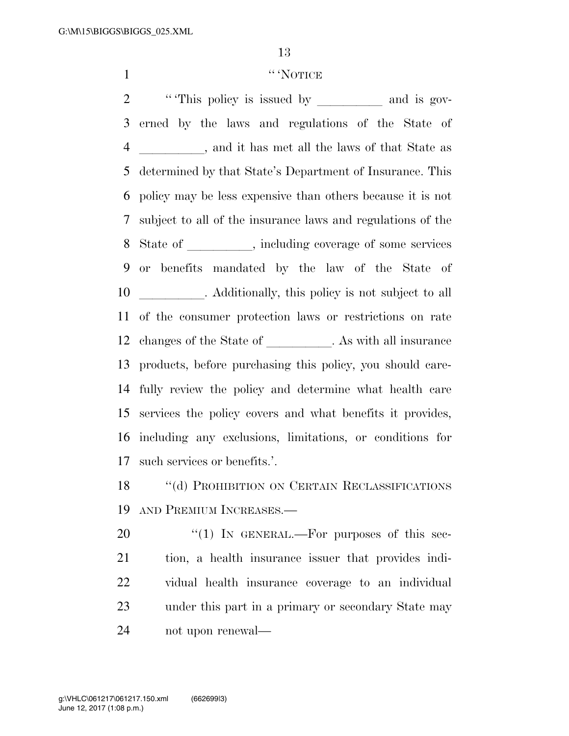"'NOTICE

"'This policy is issued by __________ and is governed by the laws and regulations of the State of __________, and it has met all the laws of that State as determined by that State's Department of Insurance. This policy may be less expensive than others because it is not subject to all of the insurance laws and regulations of the State of __________, including coverage of some services or benefits mandated by the law of the State of __________. Additionally, this policy is not subject to all of the consumer protection laws or restrictions on rate changes of the State of __________. As with all insurance products, before purchasing this policy, you should carefully review the policy and determine what health care services the policy covers and what benefits it provides, including any exclusions, limitations, or conditions for such services or benefits.'.

"(d) PROHIBITION ON CERTAIN RECLASSIFICATIONS AND PREMIUM INCREASES.—

"(1) IN GENERAL.—For purposes of this section, a health insurance issuer that provides individual health insurance coverage to an individual under this part in a primary or secondary State may not upon renewal—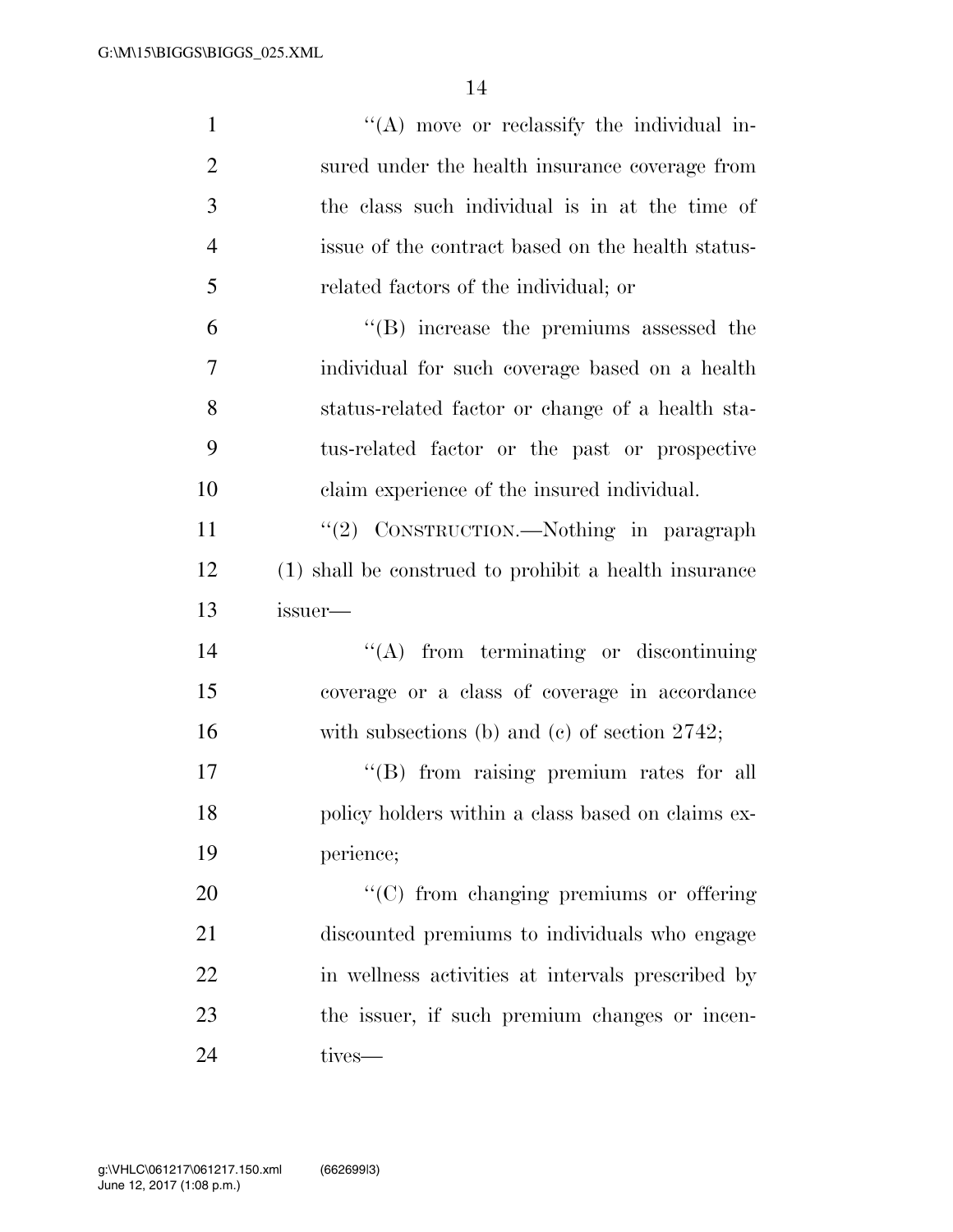''(A) move or reclassify the individual insured under the health insurance coverage from the class such individual is in at the time of issue of the contract based on the health status-related factors of the individual; or

''(B) increase the premiums assessed the individual for such coverage based on a health status-related factor or change of a health status-related factor or the past or prospective claim experience of the insured individual.

''(2) CONSTRUCTION.—Nothing in paragraph (1) shall be construed to prohibit a health insurance issuer—

''(A) from terminating or discontinuing coverage or a class of coverage in accordance with subsections (b) and (c) of section 2742;

''(B) from raising premium rates for all policy holders within a class based on claims experience;

''(C) from changing premiums or offering discounted premiums to individuals who engage in wellness activities at intervals prescribed by the issuer, if such premium changes or incentives—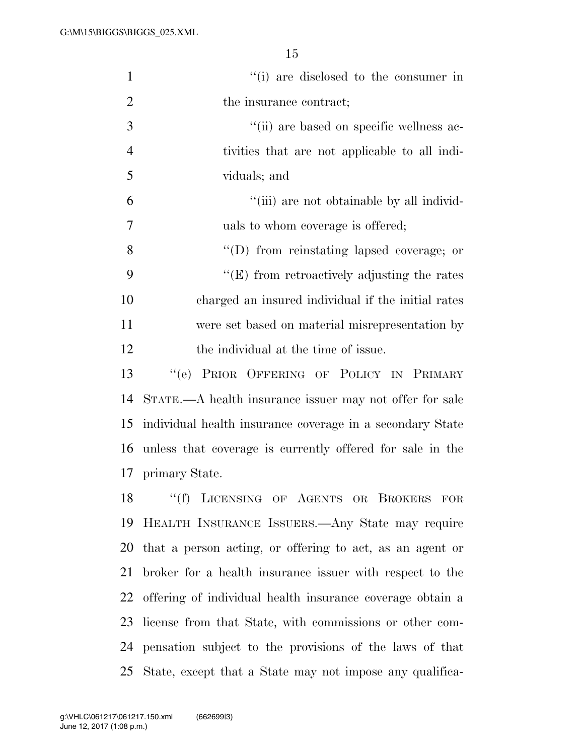''(i) are disclosed to the consumer in the insurance contract;

''(ii) are based on specific wellness activities that are not applicable to all individuals; and

''(iii) are not obtainable by all individuals to whom coverage is offered;

''(D) from reinstating lapsed coverage; or

''(E) from retroactively adjusting the rates charged an insured individual if the initial rates were set based on material misrepresentation by the individual at the time of issue.

''(e) PRIOR OFFERING OF POLICY IN PRIMARY STATE.—A health insurance issuer may not offer for sale individual health insurance coverage in a secondary State unless that coverage is currently offered for sale in the primary State.

''(f) LICENSING OF AGENTS OR BROKERS FOR HEALTH INSURANCE ISSUERS.—Any State may require that a person acting, or offering to act, as an agent or broker for a health insurance issuer with respect to the offering of individual health insurance coverage obtain a license from that State, with commissions or other compensation subject to the provisions of the laws of that State, except that a State may not impose any qualifica-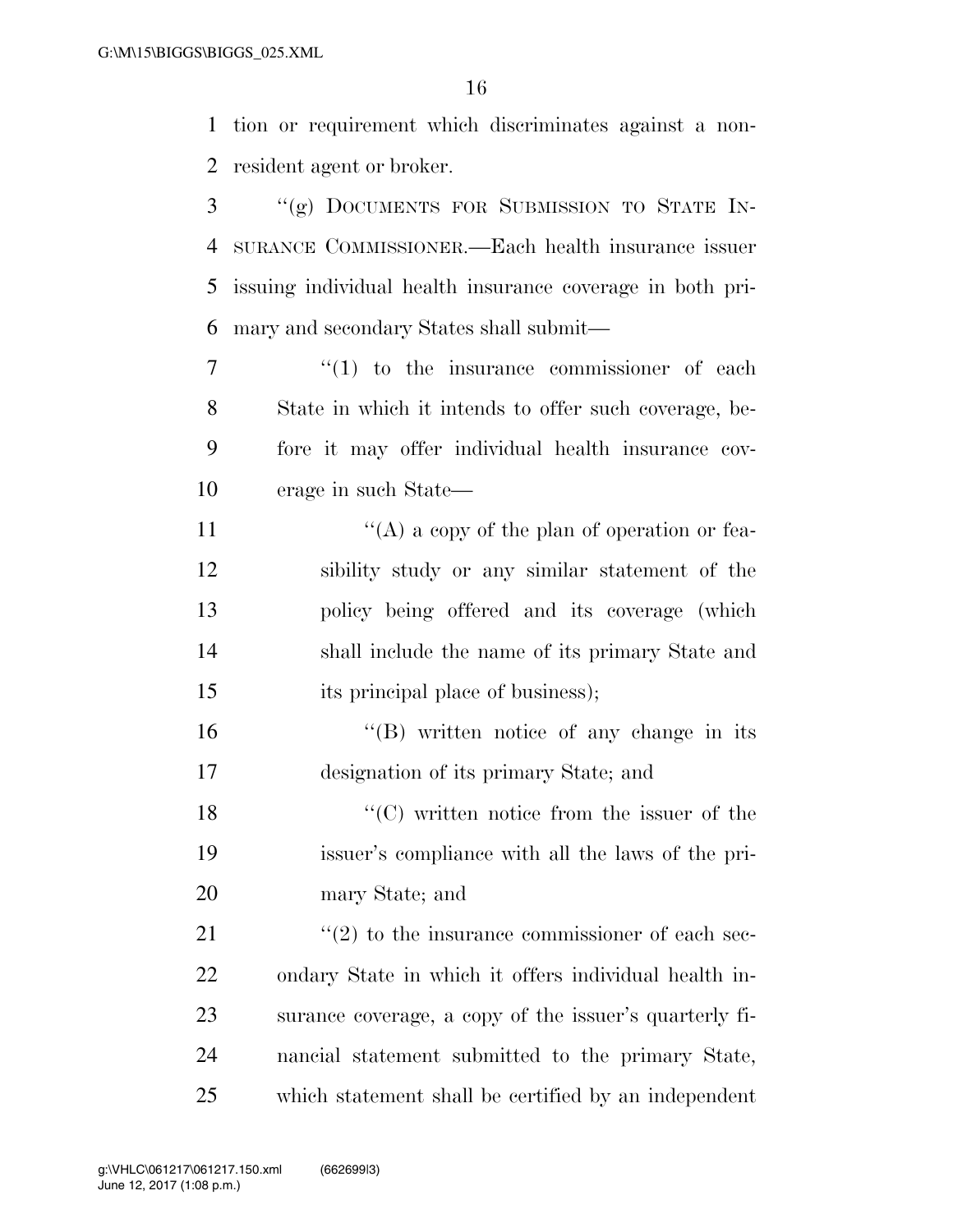tion or requirement which discriminates against a non-resident agent or broker.

"(g) DOCUMENTS FOR SUBMISSION TO STATE INSURANCE COMMISSIONER.—Each health insurance issuer issuing individual health insurance coverage in both primary and secondary States shall submit—

"(1) to the insurance commissioner of each State in which it intends to offer such coverage, before it may offer individual health insurance coverage in such State—

"(A) a copy of the plan of operation or feasibility study or any similar statement of the policy being offered and its coverage (which shall include the name of its primary State and its principal place of business);

"(B) written notice of any change in its designation of its primary State; and

"(C) written notice from the issuer of the issuer's compliance with all the laws of the primary State; and

"(2) to the insurance commissioner of each secondary State in which it offers individual health insurance coverage, a copy of the issuer's quarterly financial statement submitted to the primary State, which statement shall be certified by an independent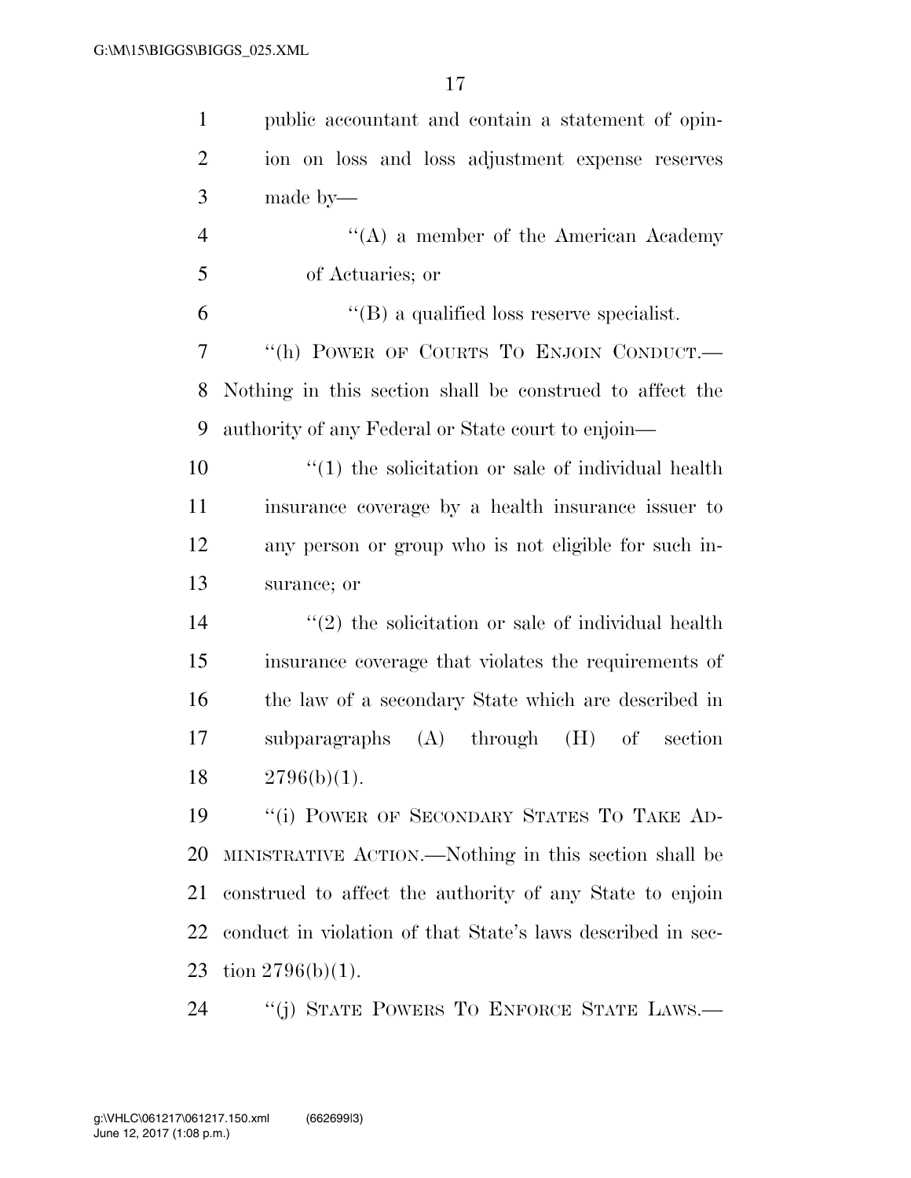public accountant and contain a statement of opinion on loss and loss adjustment expense reserves made by—

''(A) a member of the American Academy of Actuaries; or

''(B) a qualified loss reserve specialist.

''(h) POWER OF COURTS TO ENJOIN CONDUCT.— Nothing in this section shall be construed to affect the authority of any Federal or State court to enjoin—

''(1) the solicitation or sale of individual health insurance coverage by a health insurance issuer to any person or group who is not eligible for such insurance; or

''(2) the solicitation or sale of individual health insurance coverage that violates the requirements of the law of a secondary State which are described in subparagraphs (A) through (H) of section 2796(b)(1).

''(i) POWER OF SECONDARY STATES TO TAKE ADMINISTRATIVE ACTION.—Nothing in this section shall be construed to affect the authority of any State to enjoin conduct in violation of that State's laws described in section 2796(b)(1).

''(j) STATE POWERS TO ENFORCE STATE LAWS.—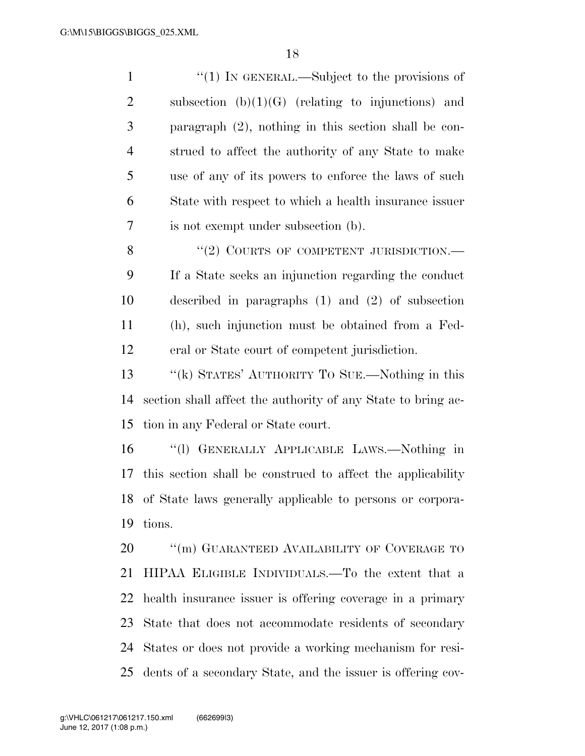"(1) IN GENERAL.—Subject to the provisions of subsection (b)(1)(G) (relating to injunctions) and paragraph (2), nothing in this section shall be construed to affect the authority of any State to make use of any of its powers to enforce the laws of such State with respect to which a health insurance issuer is not exempt under subsection (b).

"(2) COURTS OF COMPETENT JURISDICTION.—If a State seeks an injunction regarding the conduct described in paragraphs (1) and (2) of subsection (h), such injunction must be obtained from a Federal or State court of competent jurisdiction.

"(k) STATES' AUTHORITY TO SUE.—Nothing in this section shall affect the authority of any State to bring action in any Federal or State court.

"(l) GENERALLY APPLICABLE LAWS.—Nothing in this section shall be construed to affect the applicability of State laws generally applicable to persons or corporations.

"(m) GUARANTEED AVAILABILITY OF COVERAGE TO HIPAA ELIGIBLE INDIVIDUALS.—To the extent that a health insurance issuer is offering coverage in a primary State that does not accommodate residents of secondary States or does not provide a working mechanism for residents of a secondary State, and the issuer is offering cov-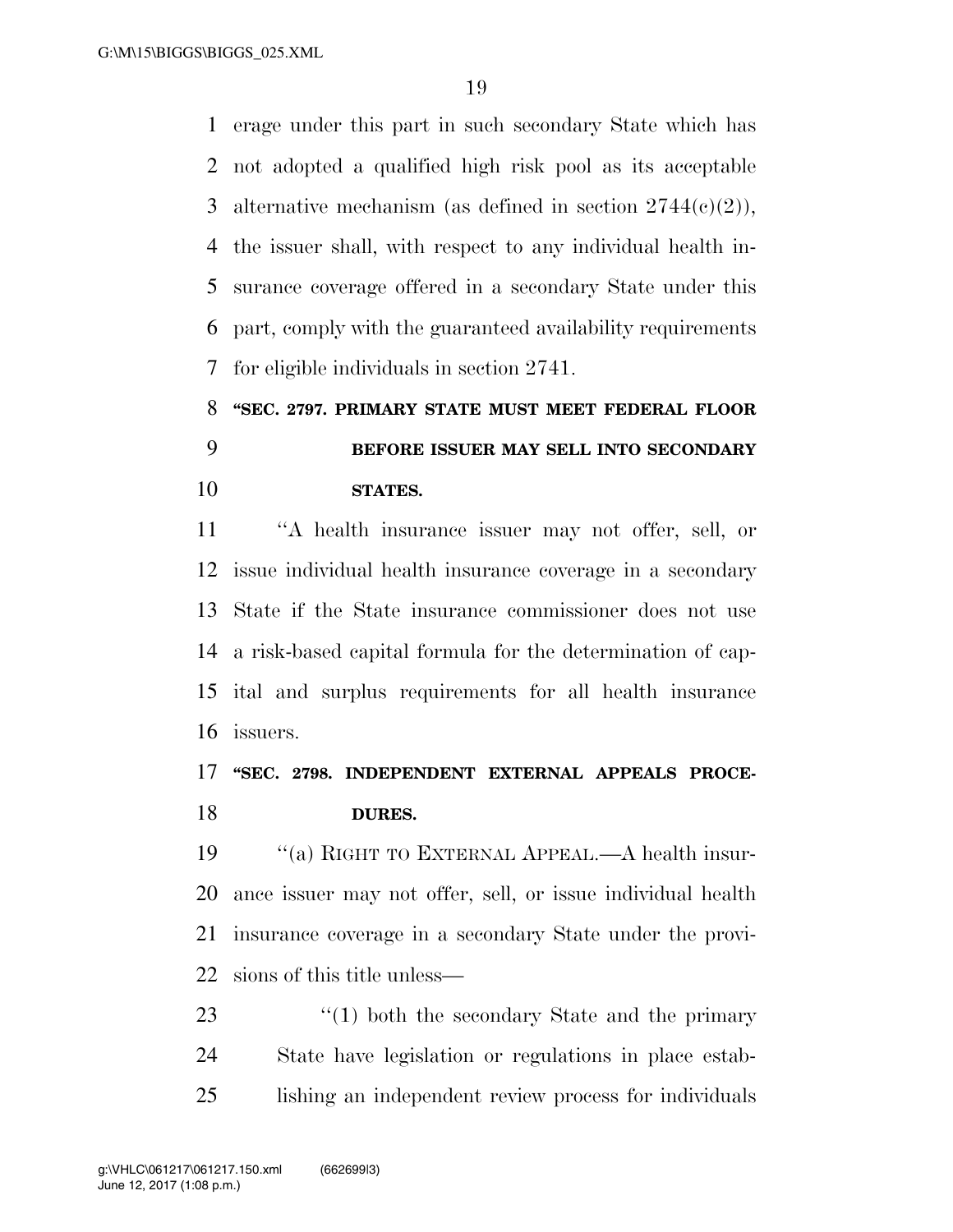erage under this part in such secondary State which has not adopted a qualified high risk pool as its acceptable alternative mechanism (as defined in section 2744(c)(2)), the issuer shall, with respect to any individual health insurance coverage offered in a secondary State under this part, comply with the guaranteed availability requirements for eligible individuals in section 2741.

**"SEC. 2797. PRIMARY STATE MUST MEET FEDERAL FLOOR BEFORE ISSUER MAY SELL INTO SECONDARY STATES.**

"A health insurance issuer may not offer, sell, or issue individual health insurance coverage in a secondary State if the State insurance commissioner does not use a risk-based capital formula for the determination of capital and surplus requirements for all health insurance issuers.

**"SEC. 2798. INDEPENDENT EXTERNAL APPEALS PROCEDURES.**

"(a) RIGHT TO EXTERNAL APPEAL.—A health insurance issuer may not offer, sell, or issue individual health insurance coverage in a secondary State under the provisions of this title unless—

"(1) both the secondary State and the primary State have legislation or regulations in place establishing an independent review process for individuals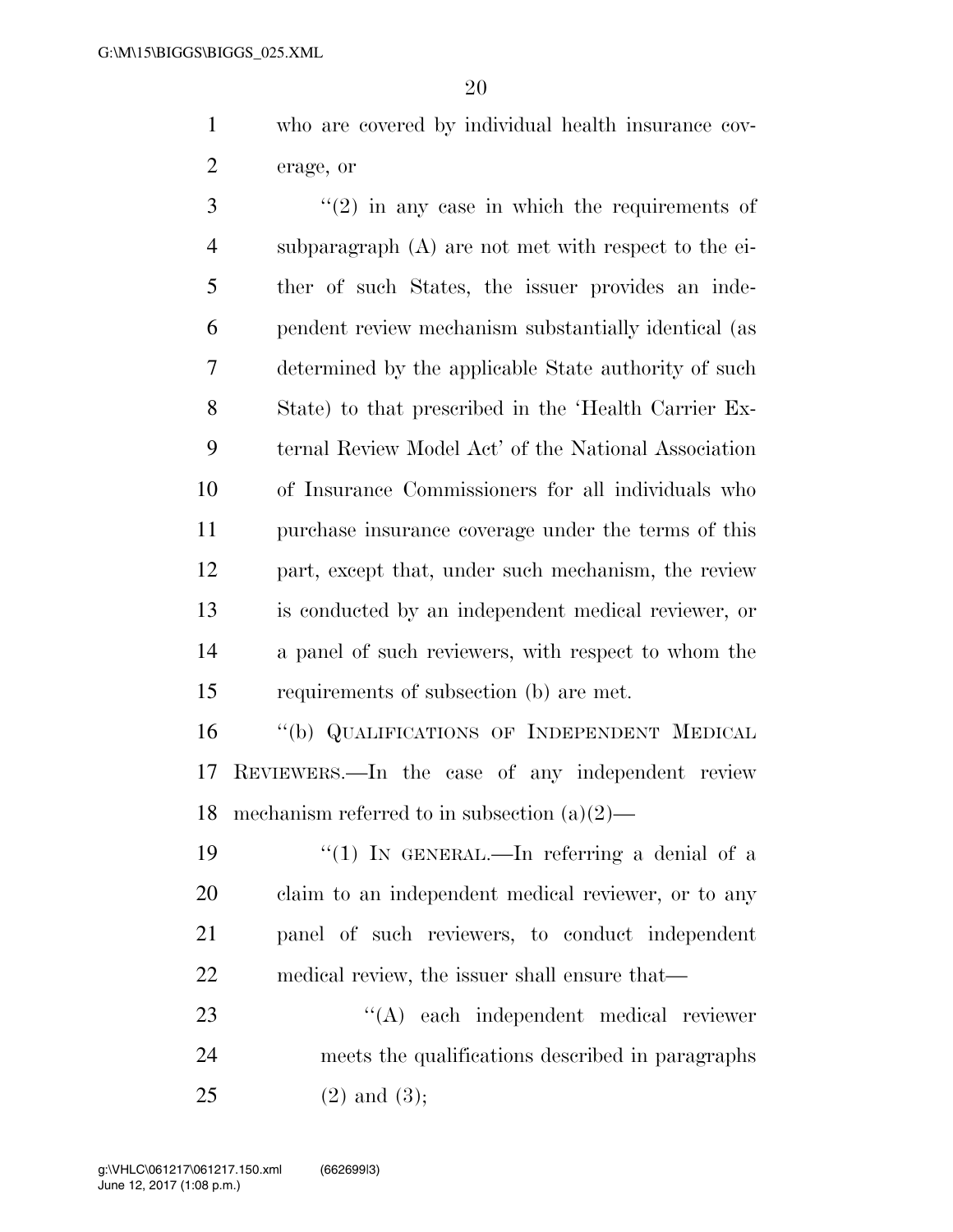who are covered by individual health insurance coverage, or

"(2) in any case in which the requirements of subparagraph (A) are not met with respect to the either of such States, the issuer provides an independent review mechanism substantially identical (as determined by the applicable State authority of such State) to that prescribed in the 'Health Carrier External Review Model Act' of the National Association of Insurance Commissioners for all individuals who purchase insurance coverage under the terms of this part, except that, under such mechanism, the review is conducted by an independent medical reviewer, or a panel of such reviewers, with respect to whom the requirements of subsection (b) are met.

"(b) QUALIFICATIONS OF INDEPENDENT MEDICAL REVIEWERS.—In the case of any independent review mechanism referred to in subsection (a)(2)—

"(1) IN GENERAL.—In referring a denial of a claim to an independent medical reviewer, or to any panel of such reviewers, to conduct independent medical review, the issuer shall ensure that—

"(A) each independent medical reviewer meets the qualifications described in paragraphs (2) and (3);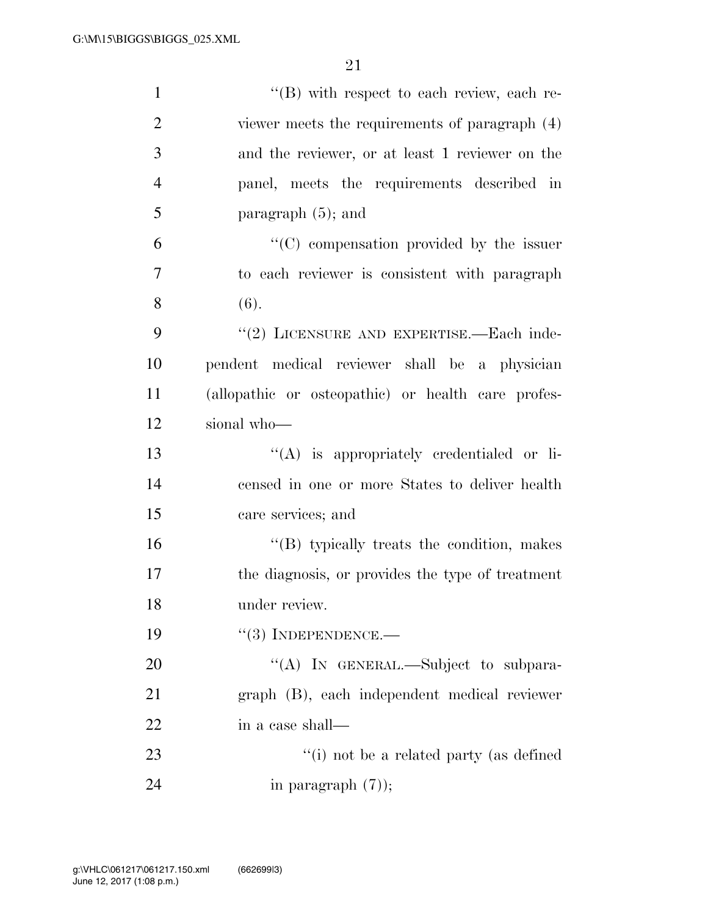''(B) with respect to each review, each reviewer meets the requirements of paragraph (4) and the reviewer, or at least 1 reviewer on the panel, meets the requirements described in paragraph (5); and

''(C) compensation provided by the issuer to each reviewer is consistent with paragraph (6).

''(2) LICENSURE AND EXPERTISE.—Each independent medical reviewer shall be a physician (allopathic or osteopathic) or health care professional who—

''(A) is appropriately credentialed or licensed in one or more States to deliver health care services; and

''(B) typically treats the condition, makes the diagnosis, or provides the type of treatment under review.

''(3) INDEPENDENCE.—

''(A) IN GENERAL.—Subject to subparagraph (B), each independent medical reviewer in a case shall—

''(i) not be a related party (as defined in paragraph (7));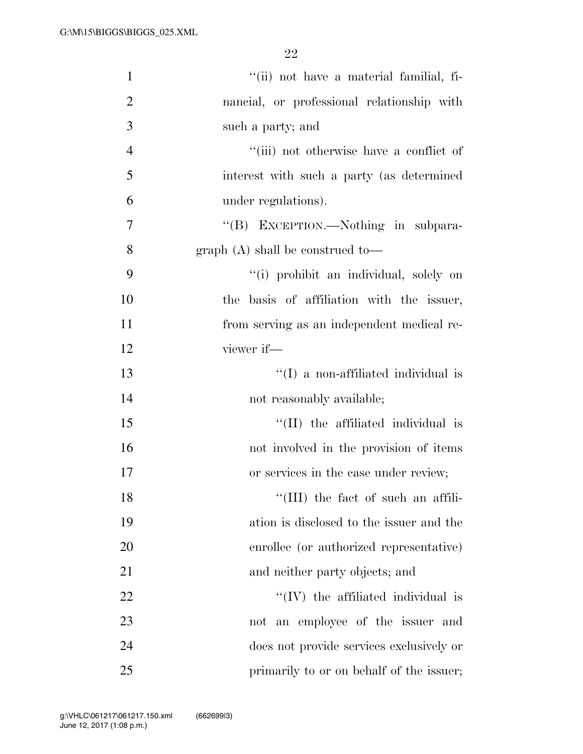"(ii) not have a material familial, financial, or professional relationship with such a party; and

"(iii) not otherwise have a conflict of interest with such a party (as determined under regulations).

"(B) EXCEPTION.—Nothing in subparagraph (A) shall be construed to—

"(i) prohibit an individual, solely on the basis of affiliation with the issuer, from serving as an independent medical reviewer if—

"(I) a non-affiliated individual is not reasonably available;

"(II) the affiliated individual is not involved in the provision of items or services in the case under review;

"(III) the fact of such an affiliation is disclosed to the issuer and the enrollee (or authorized representative) and neither party objects; and

"(IV) the affiliated individual is not an employee of the issuer and does not provide services exclusively or primarily to or on behalf of the issuer;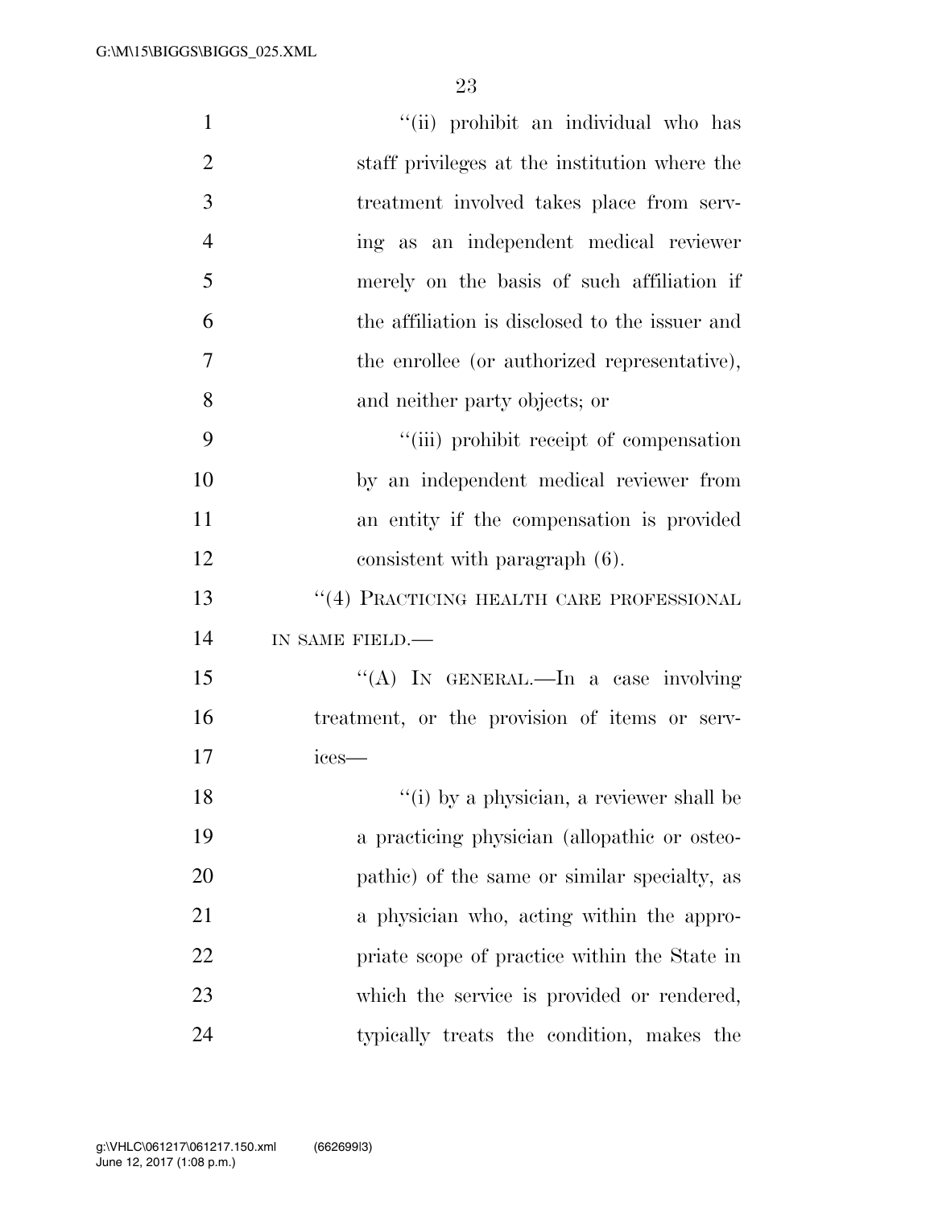"(ii) prohibit an individual who has staff privileges at the institution where the treatment involved takes place from serving as an independent medical reviewer merely on the basis of such affiliation if the affiliation is disclosed to the issuer and the enrollee (or authorized representative), and neither party objects; or

"(iii) prohibit receipt of compensation by an independent medical reviewer from an entity if the compensation is provided consistent with paragraph (6).

"(4) PRACTICING HEALTH CARE PROFESSIONAL IN SAME FIELD.—

"(A) IN GENERAL.—In a case involving treatment, or the provision of items or services—

"(i) by a physician, a reviewer shall be a practicing physician (allopathic or osteopathic) of the same or similar specialty, as a physician who, acting within the appropriate scope of practice within the State in which the service is provided or rendered, typically treats the condition, makes the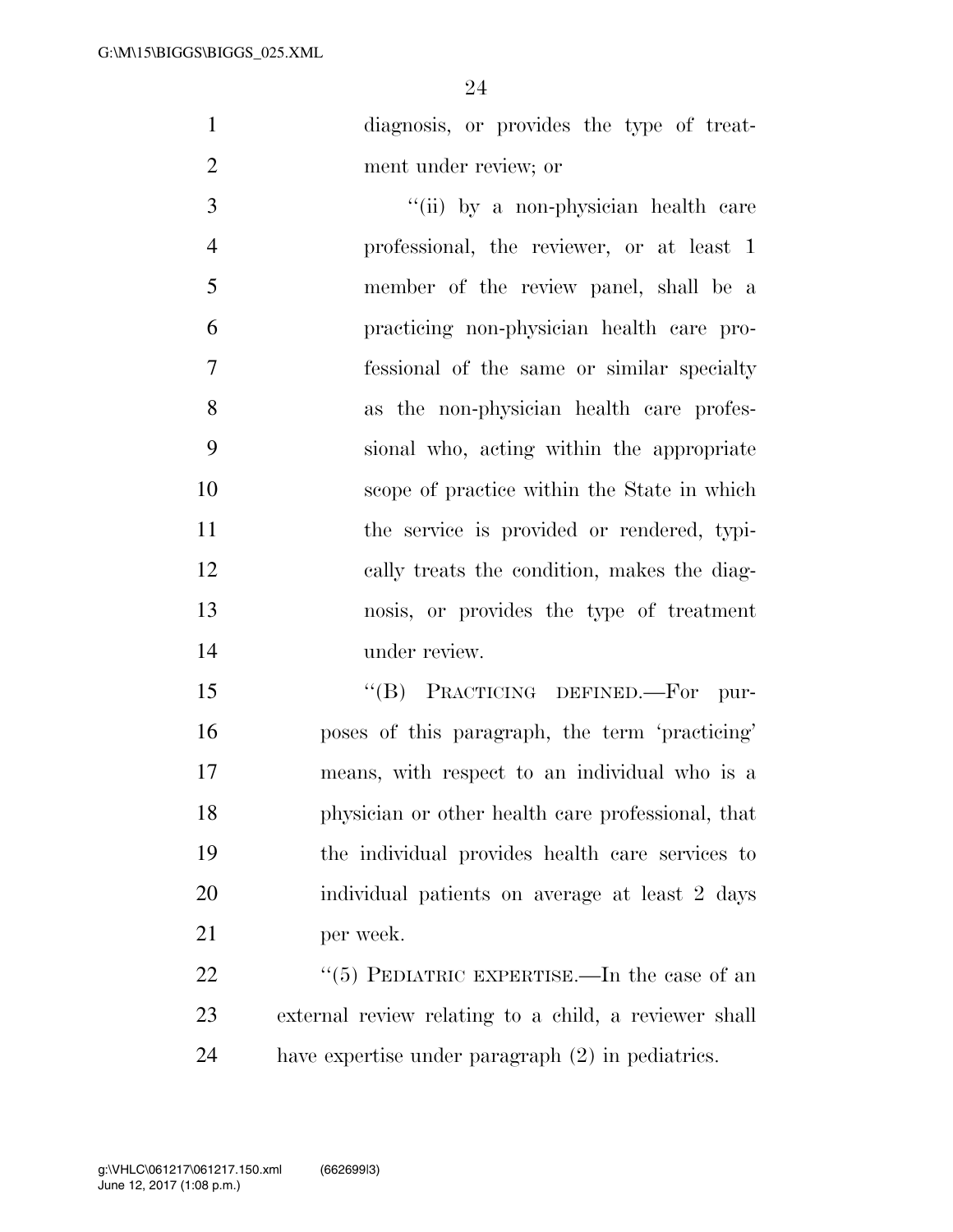diagnosis, or provides the type of treatment under review; or

''(ii) by a non-physician health care professional, the reviewer, or at least 1 member of the review panel, shall be a practicing non-physician health care professional of the same or similar specialty as the non-physician health care professional who, acting within the appropriate scope of practice within the State in which the service is provided or rendered, typically treats the condition, makes the diagnosis, or provides the type of treatment under review.

''(B) PRACTICING DEFINED.—For purposes of this paragraph, the term 'practicing' means, with respect to an individual who is a physician or other health care professional, that the individual provides health care services to individual patients on average at least 2 days per week.

''(5) PEDIATRIC EXPERTISE.—In the case of an external review relating to a child, a reviewer shall have expertise under paragraph (2) in pediatrics.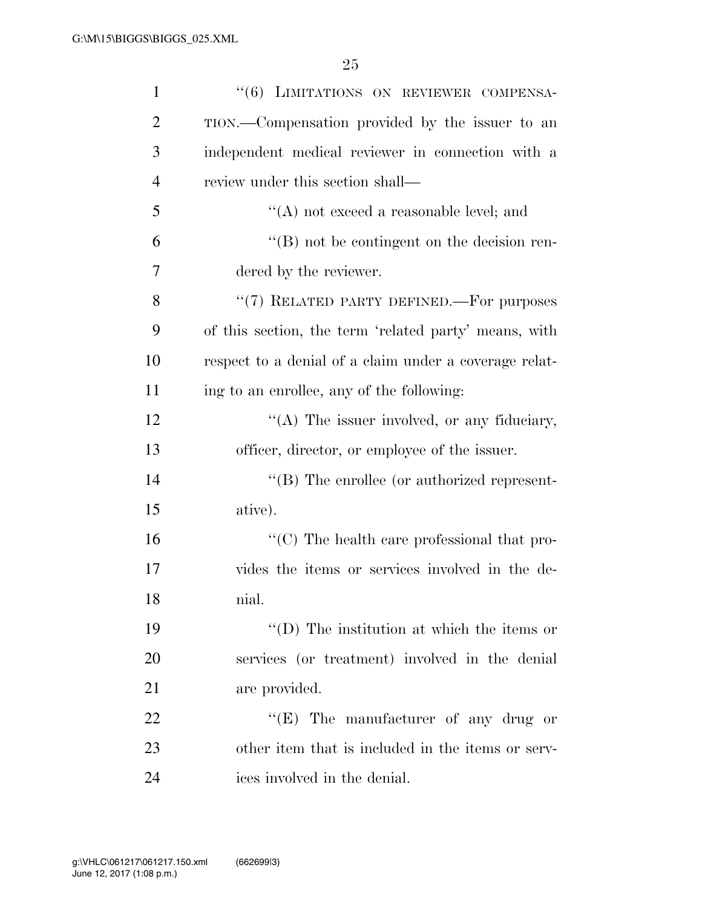"(6) LIMITATIONS ON REVIEWER COMPENSATION.—Compensation provided by the issuer to an independent medical reviewer in connection with a review under this section shall—

"(A) not exceed a reasonable level; and

"(B) not be contingent on the decision rendered by the reviewer.

"(7) RELATED PARTY DEFINED.—For purposes of this section, the term 'related party' means, with respect to a denial of a claim under a coverage relating to an enrollee, any of the following:

"(A) The issuer involved, or any fiduciary, officer, director, or employee of the issuer.

"(B) The enrollee (or authorized representative).

"(C) The health care professional that provides the items or services involved in the denial.

"(D) The institution at which the items or services (or treatment) involved in the denial are provided.

"(E) The manufacturer of any drug or other item that is included in the items or services involved in the denial.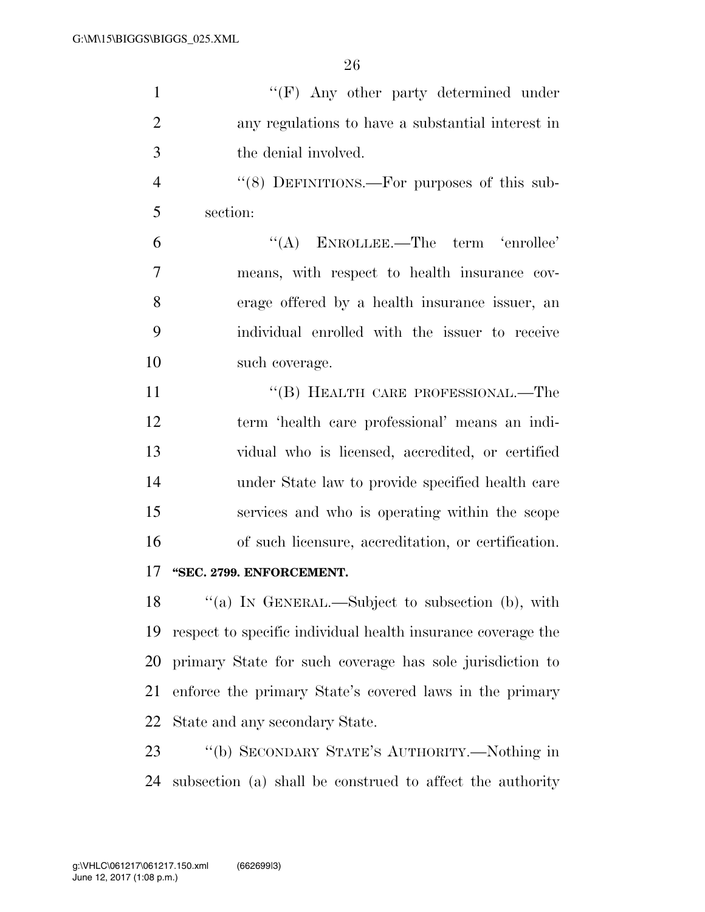"(F) Any other party determined under any regulations to have a substantial interest in the denial involved.

"(8) DEFINITIONS.—For purposes of this subsection:

"(A) ENROLLEE.—The term 'enrollee' means, with respect to health insurance coverage offered by a health insurance issuer, an individual enrolled with the issuer to receive such coverage.

"(B) HEALTH CARE PROFESSIONAL.—The term 'health care professional' means an individual who is licensed, accredited, or certified under State law to provide specified health care services and who is operating within the scope of such licensure, accreditation, or certification.

**"SEC. 2799. ENFORCEMENT.**

"(a) IN GENERAL.—Subject to subsection (b), with respect to specific individual health insurance coverage the primary State for such coverage has sole jurisdiction to enforce the primary State's covered laws in the primary State and any secondary State.

"(b) SECONDARY STATE'S AUTHORITY.—Nothing in subsection (a) shall be construed to affect the authority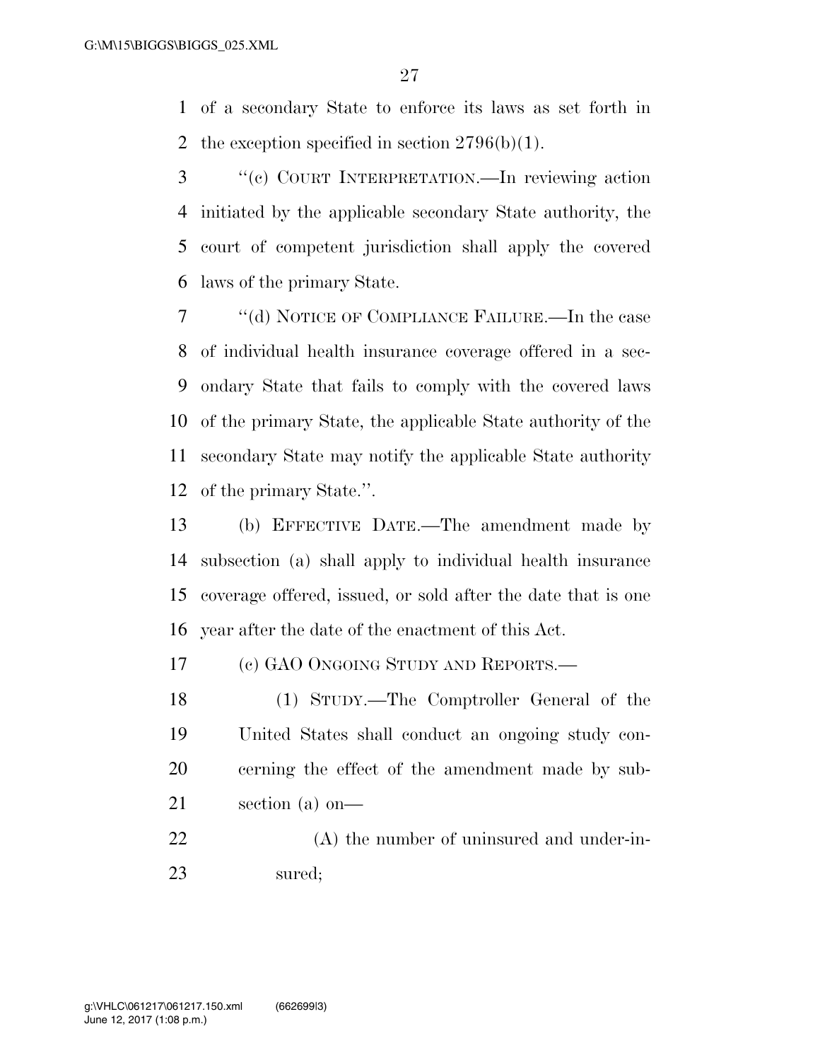of a secondary State to enforce its laws as set forth in the exception specified in section 2796(b)(1).

"(c) COURT INTERPRETATION.—In reviewing action initiated by the applicable secondary State authority, the court of competent jurisdiction shall apply the covered laws of the primary State.

"(d) NOTICE OF COMPLIANCE FAILURE.—In the case of individual health insurance coverage offered in a secondary State that fails to comply with the covered laws of the primary State, the applicable State authority of the secondary State may notify the applicable State authority of the primary State.".

(b) EFFECTIVE DATE.—The amendment made by subsection (a) shall apply to individual health insurance coverage offered, issued, or sold after the date that is one year after the date of the enactment of this Act.

(c) GAO ONGOING STUDY AND REPORTS.—

(1) STUDY.—The Comptroller General of the United States shall conduct an ongoing study concerning the effect of the amendment made by subsection (a) on—

(A) the number of uninsured and under-insured;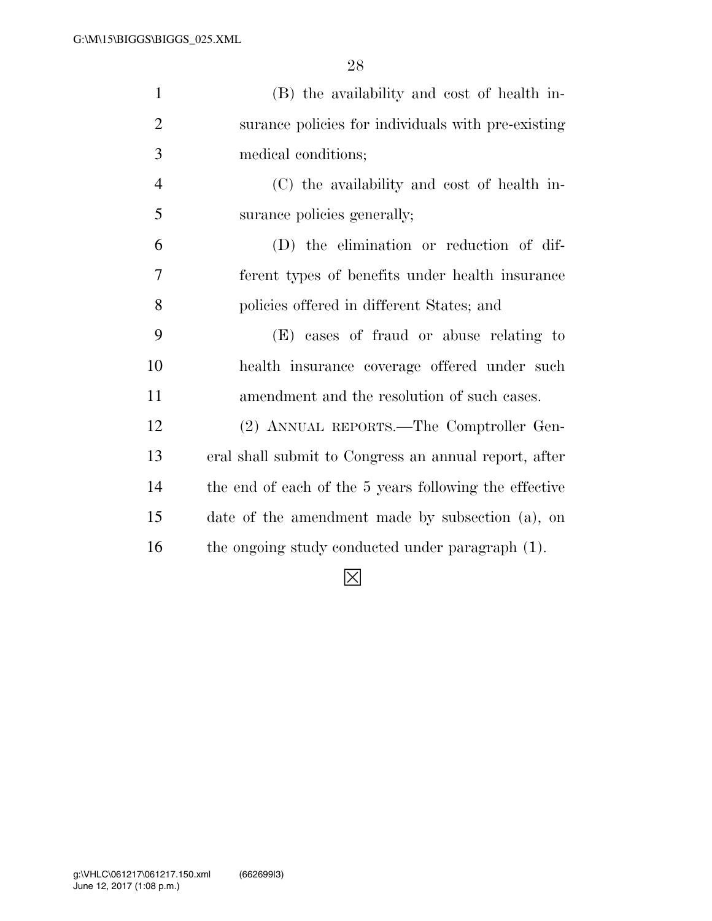(B) the availability and cost of health insurance policies for individuals with pre-existing medical conditions;

(C) the availability and cost of health insurance policies generally;

(D) the elimination or reduction of different types of benefits under health insurance policies offered in different States; and

(E) cases of fraud or abuse relating to health insurance coverage offered under such amendment and the resolution of such cases.

(2) ANNUAL REPORTS.—The Comptroller General shall submit to Congress an annual report, after the end of each of the 5 years following the effective date of the amendment made by subsection (a), on the ongoing study conducted under paragraph (1).